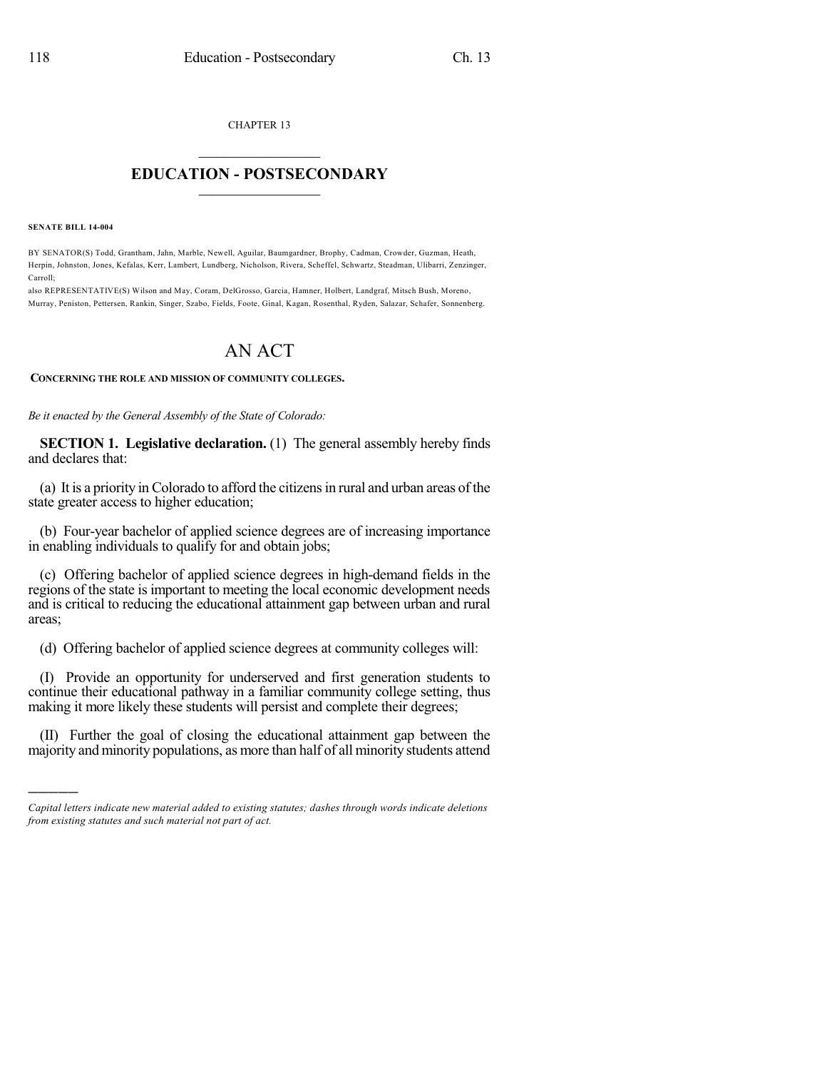CHAPTER 13

# EDUCATION - POSTSECONDARY

**SENATE BILL 14-004**

BY SENATOR(S) Todd, Grantham, Jahn, Marble, Newell, Aguilar, Baumgardner, Brophy, Cadman, Crowder, Guzman, Heath, Herpin, Johnston, Jones, Kefalas, Kerr, Lambert, Lundberg, Nicholson, Rivera, Scheffel, Schwartz, Steadman, Ulibarri, Zenzinger, Carroll;

also REPRESENTATIVE(S) Wilson and May, Coram, DelGrosso, Garcia, Hamner, Holbert, Landgraf, Mitsch Bush, Moreno, Murray, Peniston, Pettersen, Rankin, Singer, Szabo, Fields, Foote, Ginal, Kagan, Rosenthal, Ryden, Salazar, Schafer, Sonnenberg.

# AN ACT

**CONCERNING THE ROLE AND MISSION OF COMMUNITY COLLEGES.**

*Be it enacted by the General Assembly of the State of Colorado:*

**SECTION 1. Legislative declaration.** (1) The general assembly hereby finds and declares that:

(a) It is a priority in Colorado to afford the citizens in rural and urban areas of the state greater access to higher education;

(b) Four-year bachelor of applied science degrees are of increasing importance in enabling individuals to qualify for and obtain jobs;

(c) Offering bachelor of applied science degrees in high-demand fields in the regions of the state is important to meeting the local economic development needs and is critical to reducing the educational attainment gap between urban and rural areas;

(d) Offering bachelor of applied science degrees at community colleges will:

(I) Provide an opportunity for underserved and first generation students to continue their educational pathway in a familiar community college setting, thus making it more likely these students will persist and complete their degrees;

(II) Further the goal of closing the educational attainment gap between the majority and minority populations, as more than half of all minority students attend

*Capital letters indicate new material added to existing statutes; dashes through words indicate deletions from existing statutes and such material not part of act.*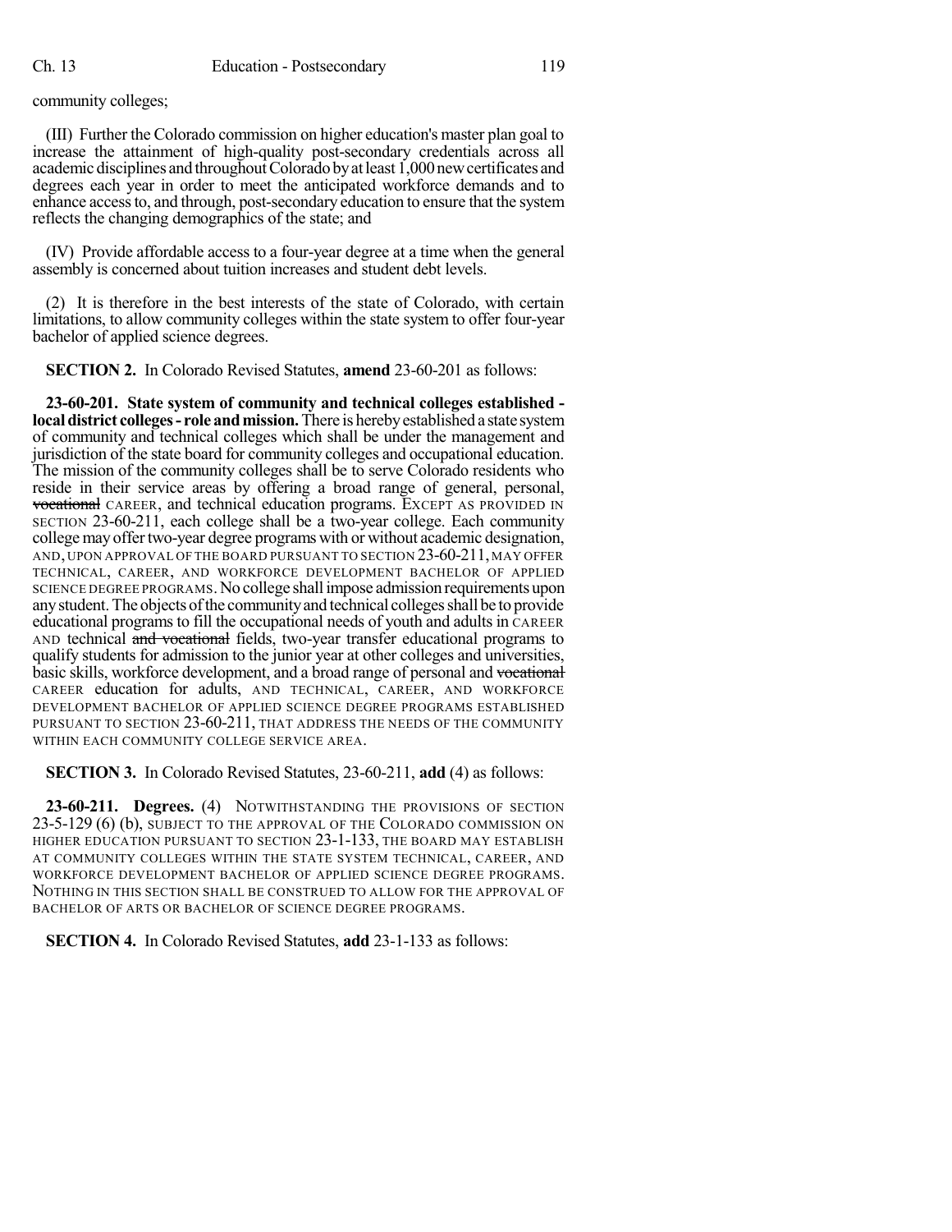community colleges;

(III) Further the Colorado commission on higher education's master plan goal to increase the attainment of high-quality post-secondary credentials across all academic disciplines and throughout Colorado by at least 1,000 new certificates and degrees each year in order to meet the anticipated workforce demands and to enhance access to, and through, post-secondary education to ensure that the system reflects the changing demographics of the state; and

(IV) Provide affordable access to a four-year degree at a time when the general assembly is concerned about tuition increases and student debt levels.

(2) It is therefore in the best interests of the state of Colorado, with certain limitations, to allow community colleges within the state system to offer four-year bachelor of applied science degrees.

**SECTION 2.** In Colorado Revised Statutes, **amend** 23-60-201 as follows:

**23-60-201. State system of community and technical colleges established - local district colleges - role and mission.** There is hereby established a state system of community and technical colleges which shall be under the management and jurisdiction of the state board for community colleges and occupational education. The mission of the community colleges shall be to serve Colorado residents who reside in their service areas by offering a broad range of general, personal, ~~vocational~~ CAREER, and technical education programs. EXCEPT AS PROVIDED IN SECTION 23-60-211, each college shall be a two-year college. Each community college may offer two-year degree programs with or without academic designation, AND, UPON APPROVAL OF THE BOARD PURSUANT TO SECTION 23-60-211, MAY OFFER TECHNICAL, CAREER, AND WORKFORCE DEVELOPMENT BACHELOR OF APPLIED SCIENCE DEGREE PROGRAMS. No college shall impose admission requirements upon any student. The objects of the community and technical colleges shall be to provide educational programs to fill the occupational needs of youth and adults in CAREER AND technical ~~and vocational~~ fields, two-year transfer educational programs to qualify students for admission to the junior year at other colleges and universities, basic skills, workforce development, and a broad range of personal and ~~vocational~~ CAREER education for adults, AND TECHNICAL, CAREER, AND WORKFORCE DEVELOPMENT BACHELOR OF APPLIED SCIENCE DEGREE PROGRAMS ESTABLISHED PURSUANT TO SECTION 23-60-211, THAT ADDRESS THE NEEDS OF THE COMMUNITY WITHIN EACH COMMUNITY COLLEGE SERVICE AREA.

**SECTION 3.** In Colorado Revised Statutes, 23-60-211, **add** (4) as follows:

**23-60-211. Degrees.** (4) NOTWITHSTANDING THE PROVISIONS OF SECTION 23-5-129 (6) (b), SUBJECT TO THE APPROVAL OF THE COLORADO COMMISSION ON HIGHER EDUCATION PURSUANT TO SECTION 23-1-133, THE BOARD MAY ESTABLISH AT COMMUNITY COLLEGES WITHIN THE STATE SYSTEM TECHNICAL, CAREER, AND WORKFORCE DEVELOPMENT BACHELOR OF APPLIED SCIENCE DEGREE PROGRAMS. NOTHING IN THIS SECTION SHALL BE CONSTRUED TO ALLOW FOR THE APPROVAL OF BACHELOR OF ARTS OR BACHELOR OF SCIENCE DEGREE PROGRAMS.

**SECTION 4.** In Colorado Revised Statutes, **add** 23-1-133 as follows: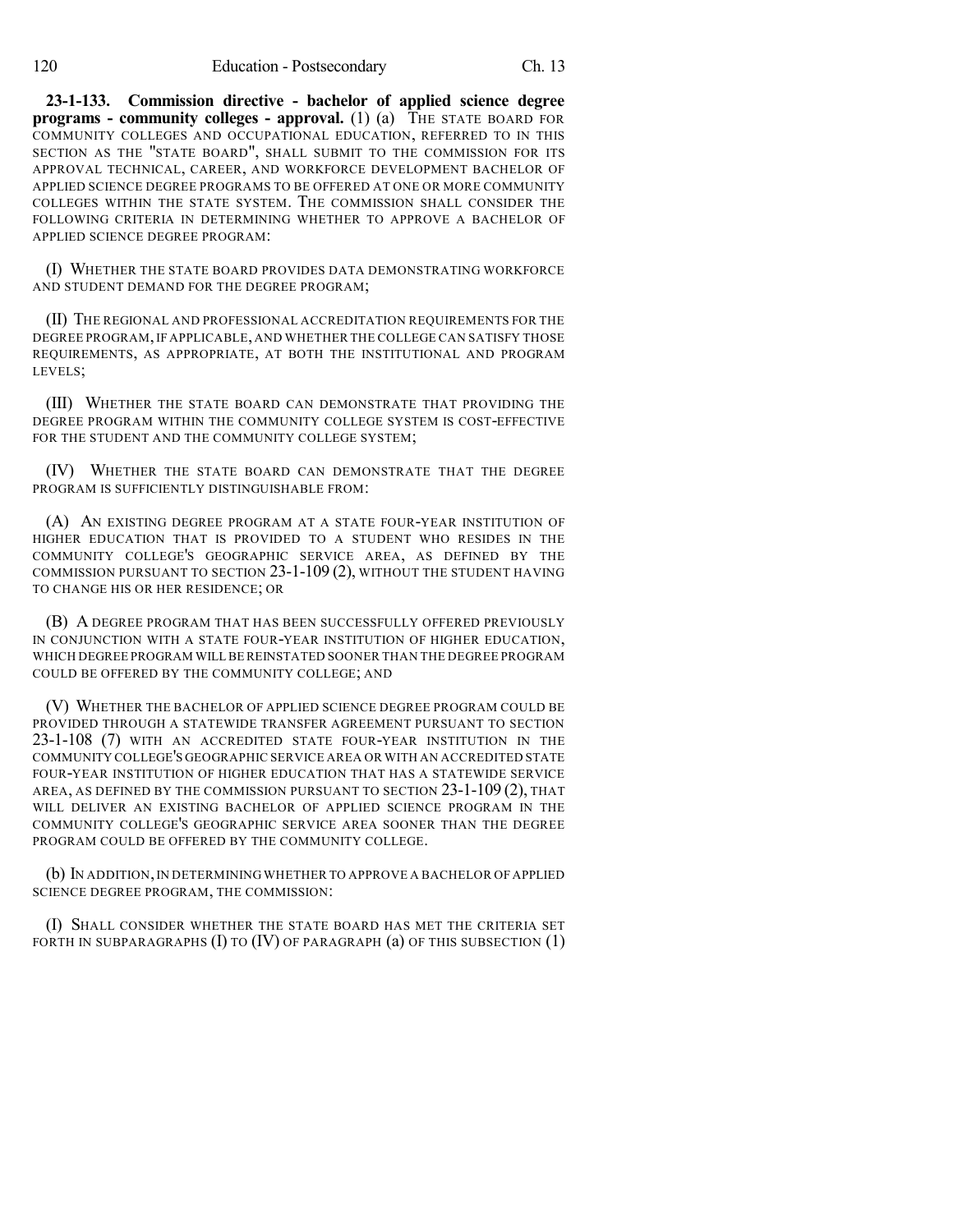**23-1-133. Commission directive - bachelor of applied science degree programs - community colleges - approval.** (1) (a) THE STATE BOARD FOR COMMUNITY COLLEGES AND OCCUPATIONAL EDUCATION, REFERRED TO IN THIS SECTION AS THE "STATE BOARD", SHALL SUBMIT TO THE COMMISSION FOR ITS APPROVAL TECHNICAL, CAREER, AND WORKFORCE DEVELOPMENT BACHELOR OF APPLIED SCIENCE DEGREE PROGRAMS TO BE OFFERED AT ONE OR MORE COMMUNITY COLLEGES WITHIN THE STATE SYSTEM. THE COMMISSION SHALL CONSIDER THE FOLLOWING CRITERIA IN DETERMINING WHETHER TO APPROVE A BACHELOR OF APPLIED SCIENCE DEGREE PROGRAM:

(I) WHETHER THE STATE BOARD PROVIDES DATA DEMONSTRATING WORKFORCE AND STUDENT DEMAND FOR THE DEGREE PROGRAM;

(II) THE REGIONAL AND PROFESSIONAL ACCREDITATION REQUIREMENTS FOR THE DEGREE PROGRAM, IF APPLICABLE, AND WHETHER THE COLLEGE CAN SATISFY THOSE REQUIREMENTS, AS APPROPRIATE, AT BOTH THE INSTITUTIONAL AND PROGRAM LEVELS;

(III) WHETHER THE STATE BOARD CAN DEMONSTRATE THAT PROVIDING THE DEGREE PROGRAM WITHIN THE COMMUNITY COLLEGE SYSTEM IS COST-EFFECTIVE FOR THE STUDENT AND THE COMMUNITY COLLEGE SYSTEM;

(IV) WHETHER THE STATE BOARD CAN DEMONSTRATE THAT THE DEGREE PROGRAM IS SUFFICIENTLY DISTINGUISHABLE FROM:

(A) AN EXISTING DEGREE PROGRAM AT A STATE FOUR-YEAR INSTITUTION OF HIGHER EDUCATION THAT IS PROVIDED TO A STUDENT WHO RESIDES IN THE COMMUNITY COLLEGE'S GEOGRAPHIC SERVICE AREA, AS DEFINED BY THE COMMISSION PURSUANT TO SECTION 23-1-109 (2), WITHOUT THE STUDENT HAVING TO CHANGE HIS OR HER RESIDENCE; OR

(B) A DEGREE PROGRAM THAT HAS BEEN SUCCESSFULLY OFFERED PREVIOUSLY IN CONJUNCTION WITH A STATE FOUR-YEAR INSTITUTION OF HIGHER EDUCATION, WHICH DEGREE PROGRAM WILL BE REINSTATED SOONER THAN THE DEGREE PROGRAM COULD BE OFFERED BY THE COMMUNITY COLLEGE; AND

(V) WHETHER THE BACHELOR OF APPLIED SCIENCE DEGREE PROGRAM COULD BE PROVIDED THROUGH A STATEWIDE TRANSFER AGREEMENT PURSUANT TO SECTION 23-1-108 (7) WITH AN ACCREDITED STATE FOUR-YEAR INSTITUTION IN THE COMMUNITY COLLEGE'S GEOGRAPHIC SERVICE AREA OR WITH AN ACCREDITED STATE FOUR-YEAR INSTITUTION OF HIGHER EDUCATION THAT HAS A STATEWIDE SERVICE AREA, AS DEFINED BY THE COMMISSION PURSUANT TO SECTION 23-1-109 (2), THAT WILL DELIVER AN EXISTING BACHELOR OF APPLIED SCIENCE PROGRAM IN THE COMMUNITY COLLEGE'S GEOGRAPHIC SERVICE AREA SOONER THAN THE DEGREE PROGRAM COULD BE OFFERED BY THE COMMUNITY COLLEGE.

(b) IN ADDITION, IN DETERMINING WHETHER TO APPROVE A BACHELOR OF APPLIED SCIENCE DEGREE PROGRAM, THE COMMISSION:

(I) SHALL CONSIDER WHETHER THE STATE BOARD HAS MET THE CRITERIA SET FORTH IN SUBPARAGRAPHS (I) TO (IV) OF PARAGRAPH (a) OF THIS SUBSECTION (1)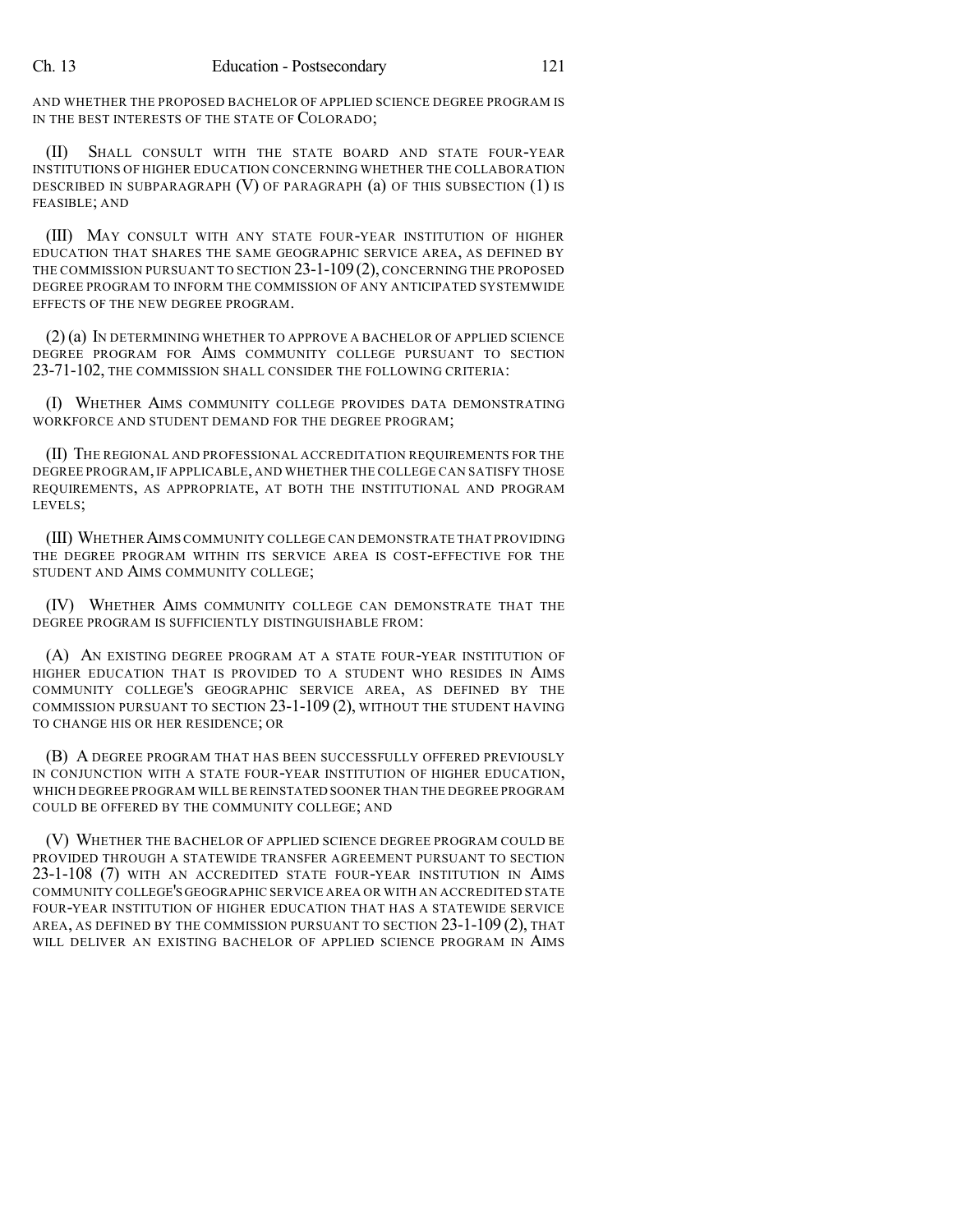AND WHETHER THE PROPOSED BACHELOR OF APPLIED SCIENCE DEGREE PROGRAM IS IN THE BEST INTERESTS OF THE STATE OF COLORADO;

(II) SHALL CONSULT WITH THE STATE BOARD AND STATE FOUR-YEAR INSTITUTIONS OF HIGHER EDUCATION CONCERNING WHETHER THE COLLABORATION DESCRIBED IN SUBPARAGRAPH (V) OF PARAGRAPH (a) OF THIS SUBSECTION (1) IS FEASIBLE; AND

(III) MAY CONSULT WITH ANY STATE FOUR-YEAR INSTITUTION OF HIGHER EDUCATION THAT SHARES THE SAME GEOGRAPHIC SERVICE AREA, AS DEFINED BY THE COMMISSION PURSUANT TO SECTION 23-1-109 (2), CONCERNING THE PROPOSED DEGREE PROGRAM TO INFORM THE COMMISSION OF ANY ANTICIPATED SYSTEMWIDE EFFECTS OF THE NEW DEGREE PROGRAM.

(2) (a) IN DETERMINING WHETHER TO APPROVE A BACHELOR OF APPLIED SCIENCE DEGREE PROGRAM FOR AIMS COMMUNITY COLLEGE PURSUANT TO SECTION 23-71-102, THE COMMISSION SHALL CONSIDER THE FOLLOWING CRITERIA:

(I) WHETHER AIMS COMMUNITY COLLEGE PROVIDES DATA DEMONSTRATING WORKFORCE AND STUDENT DEMAND FOR THE DEGREE PROGRAM;

(II) THE REGIONAL AND PROFESSIONAL ACCREDITATION REQUIREMENTS FOR THE DEGREE PROGRAM, IF APPLICABLE, AND WHETHER THE COLLEGE CAN SATISFY THOSE REQUIREMENTS, AS APPROPRIATE, AT BOTH THE INSTITUTIONAL AND PROGRAM LEVELS;

(III) WHETHER AIMS COMMUNITY COLLEGE CAN DEMONSTRATE THAT PROVIDING THE DEGREE PROGRAM WITHIN ITS SERVICE AREA IS COST-EFFECTIVE FOR THE STUDENT AND AIMS COMMUNITY COLLEGE;

(IV) WHETHER AIMS COMMUNITY COLLEGE CAN DEMONSTRATE THAT THE DEGREE PROGRAM IS SUFFICIENTLY DISTINGUISHABLE FROM:

(A) AN EXISTING DEGREE PROGRAM AT A STATE FOUR-YEAR INSTITUTION OF HIGHER EDUCATION THAT IS PROVIDED TO A STUDENT WHO RESIDES IN AIMS COMMUNITY COLLEGE'S GEOGRAPHIC SERVICE AREA, AS DEFINED BY THE COMMISSION PURSUANT TO SECTION 23-1-109 (2), WITHOUT THE STUDENT HAVING TO CHANGE HIS OR HER RESIDENCE; OR

(B) A DEGREE PROGRAM THAT HAS BEEN SUCCESSFULLY OFFERED PREVIOUSLY IN CONJUNCTION WITH A STATE FOUR-YEAR INSTITUTION OF HIGHER EDUCATION, WHICH DEGREE PROGRAM WILL BE REINSTATED SOONER THAN THE DEGREE PROGRAM COULD BE OFFERED BY THE COMMUNITY COLLEGE; AND

(V) WHETHER THE BACHELOR OF APPLIED SCIENCE DEGREE PROGRAM COULD BE PROVIDED THROUGH A STATEWIDE TRANSFER AGREEMENT PURSUANT TO SECTION 23-1-108 (7) WITH AN ACCREDITED STATE FOUR-YEAR INSTITUTION IN AIMS COMMUNITY COLLEGE'S GEOGRAPHIC SERVICE AREA OR WITH AN ACCREDITED STATE FOUR-YEAR INSTITUTION OF HIGHER EDUCATION THAT HAS A STATEWIDE SERVICE AREA, AS DEFINED BY THE COMMISSION PURSUANT TO SECTION 23-1-109 (2), THAT WILL DELIVER AN EXISTING BACHELOR OF APPLIED SCIENCE PROGRAM IN AIMS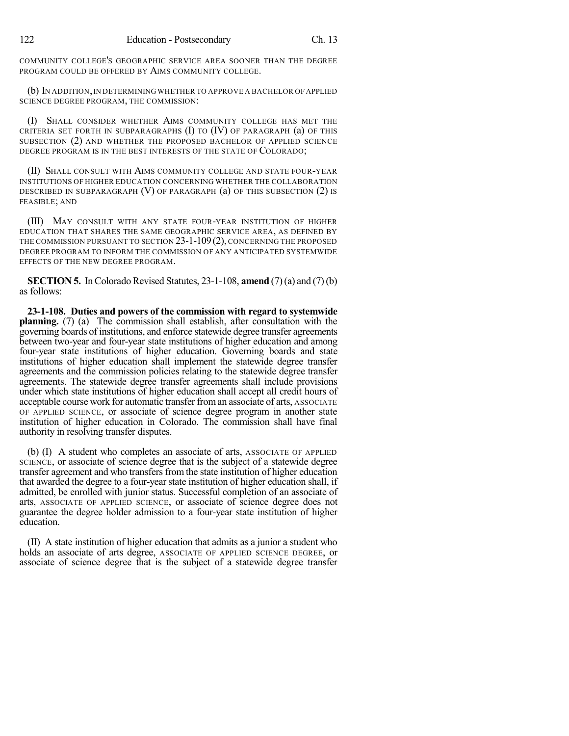COMMUNITY COLLEGE'S GEOGRAPHIC SERVICE AREA SOONER THAN THE DEGREE PROGRAM COULD BE OFFERED BY AIMS COMMUNITY COLLEGE.

(b) IN ADDITION, IN DETERMINING WHETHER TO APPROVE A BACHELOR OF APPLIED SCIENCE DEGREE PROGRAM, THE COMMISSION:

(I) SHALL CONSIDER WHETHER AIMS COMMUNITY COLLEGE HAS MET THE CRITERIA SET FORTH IN SUBPARAGRAPHS (I) TO (IV) OF PARAGRAPH (a) OF THIS SUBSECTION (2) AND WHETHER THE PROPOSED BACHELOR OF APPLIED SCIENCE DEGREE PROGRAM IS IN THE BEST INTERESTS OF THE STATE OF COLORADO;

(II) SHALL CONSULT WITH AIMS COMMUNITY COLLEGE AND STATE FOUR-YEAR INSTITUTIONS OF HIGHER EDUCATION CONCERNING WHETHER THE COLLABORATION DESCRIBED IN SUBPARAGRAPH (V) OF PARAGRAPH (a) OF THIS SUBSECTION (2) IS FEASIBLE; AND

(III) MAY CONSULT WITH ANY STATE FOUR-YEAR INSTITUTION OF HIGHER EDUCATION THAT SHARES THE SAME GEOGRAPHIC SERVICE AREA, AS DEFINED BY THE COMMISSION PURSUANT TO SECTION 23-1-109 (2), CONCERNING THE PROPOSED DEGREE PROGRAM TO INFORM THE COMMISSION OF ANY ANTICIPATED SYSTEMWIDE EFFECTS OF THE NEW DEGREE PROGRAM.

**SECTION 5.** In Colorado Revised Statutes, 23-1-108, **amend** (7) (a) and (7) (b) as follows:

**23-1-108. Duties and powers of the commission with regard to systemwide planning.** (7) (a) The commission shall establish, after consultation with the governing boards of institutions, and enforce statewide degree transfer agreements between two-year and four-year state institutions of higher education and among four-year state institutions of higher education. Governing boards and state institutions of higher education shall implement the statewide degree transfer agreements and the commission policies relating to the statewide degree transfer agreements. The statewide degree transfer agreements shall include provisions under which state institutions of higher education shall accept all credit hours of acceptable course work for automatic transfer from an associate of arts, ASSOCIATE OF APPLIED SCIENCE, or associate of science degree program in another state institution of higher education in Colorado. The commission shall have final authority in resolving transfer disputes.

(b) (I) A student who completes an associate of arts, ASSOCIATE OF APPLIED SCIENCE, or associate of science degree that is the subject of a statewide degree transfer agreement and who transfers from the state institution of higher education that awarded the degree to a four-year state institution of higher education shall, if admitted, be enrolled with junior status. Successful completion of an associate of arts, ASSOCIATE OF APPLIED SCIENCE, or associate of science degree does not guarantee the degree holder admission to a four-year state institution of higher education.

(II) A state institution of higher education that admits as a junior a student who holds an associate of arts degree, ASSOCIATE OF APPLIED SCIENCE DEGREE, or associate of science degree that is the subject of a statewide degree transfer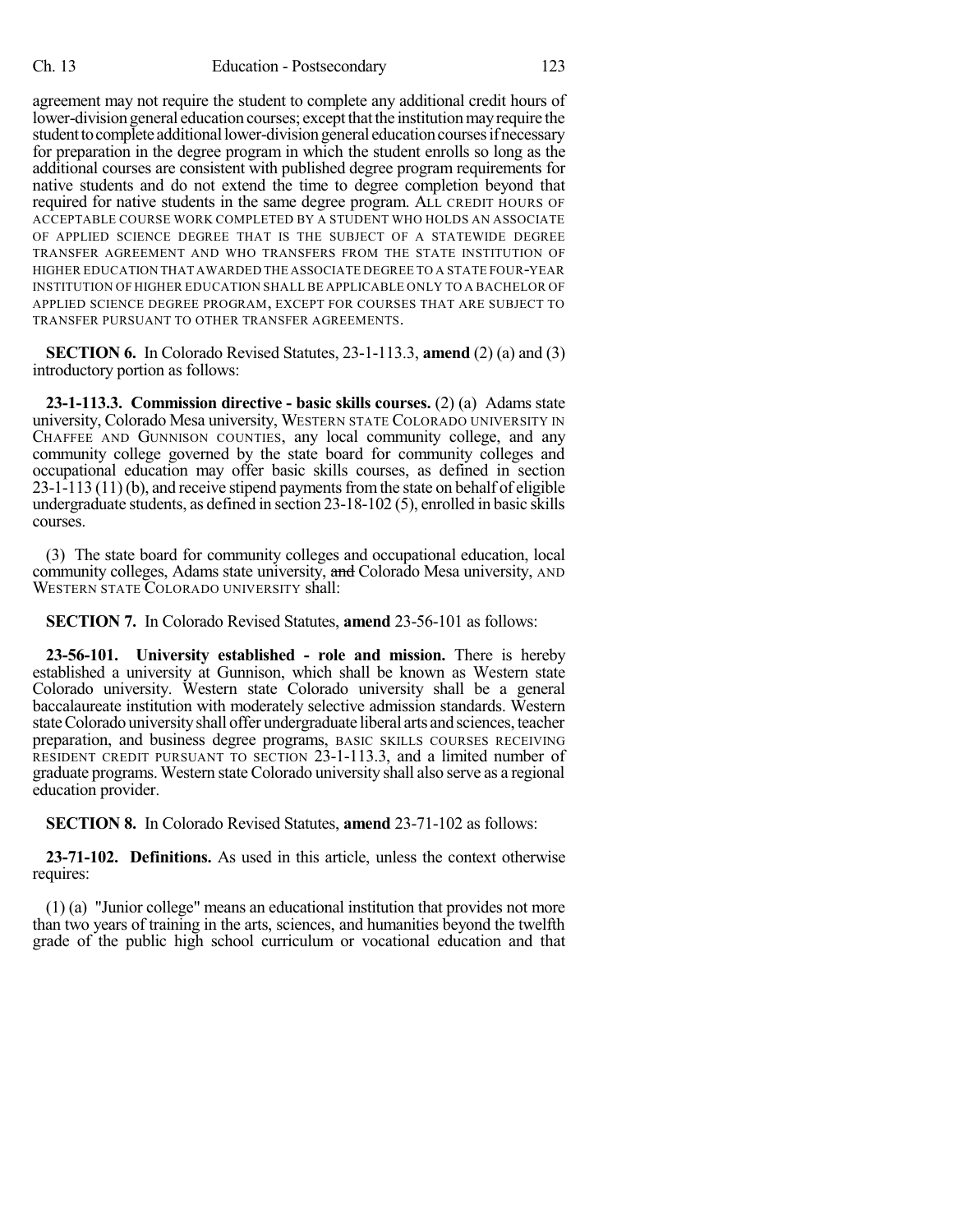agreement may not require the student to complete any additional credit hours of lower-division general education courses; except that the institution may require the student to complete additional lower-division general education courses if necessary for preparation in the degree program in which the student enrolls so long as the additional courses are consistent with published degree program requirements for native students and do not extend the time to degree completion beyond that required for native students in the same degree program. ALL CREDIT HOURS OF ACCEPTABLE COURSE WORK COMPLETED BY A STUDENT WHO HOLDS AN ASSOCIATE OF APPLIED SCIENCE DEGREE THAT IS THE SUBJECT OF A STATEWIDE DEGREE TRANSFER AGREEMENT AND WHO TRANSFERS FROM THE STATE INSTITUTION OF HIGHER EDUCATION THAT AWARDED THE ASSOCIATE DEGREE TO A STATE FOUR-YEAR INSTITUTION OF HIGHER EDUCATION SHALL BE APPLICABLE ONLY TO A BACHELOR OF APPLIED SCIENCE DEGREE PROGRAM, EXCEPT FOR COURSES THAT ARE SUBJECT TO TRANSFER PURSUANT TO OTHER TRANSFER AGREEMENTS.

**SECTION 6.** In Colorado Revised Statutes, 23-1-113.3, **amend** (2) (a) and (3) introductory portion as follows:

**23-1-113.3. Commission directive - basic skills courses.** (2) (a) Adams state university, Colorado Mesa university, WESTERN STATE COLORADO UNIVERSITY IN CHAFFEE AND GUNNISON COUNTIES, any local community college, and any community college governed by the state board for community colleges and occupational education may offer basic skills courses, as defined in section 23-1-113 (11) (b), and receive stipend payments from the state on behalf of eligible undergraduate students, as defined in section 23-18-102 (5), enrolled in basic skills courses.

(3) The state board for community colleges and occupational education, local community colleges, Adams state university, ~~and~~ Colorado Mesa university, AND WESTERN STATE COLORADO UNIVERSITY shall:

**SECTION 7.** In Colorado Revised Statutes, **amend** 23-56-101 as follows:

**23-56-101. University established - role and mission.** There is hereby established a university at Gunnison, which shall be known as Western state Colorado university. Western state Colorado university shall be a general baccalaureate institution with moderately selective admission standards. Western state Colorado university shall offer undergraduate liberal arts and sciences, teacher preparation, and business degree programs, BASIC SKILLS COURSES RECEIVING RESIDENT CREDIT PURSUANT TO SECTION 23-1-113.3, and a limited number of graduate programs. Western state Colorado university shall also serve as a regional education provider.

**SECTION 8.** In Colorado Revised Statutes, **amend** 23-71-102 as follows:

**23-71-102. Definitions.** As used in this article, unless the context otherwise requires:

(1) (a) "Junior college" means an educational institution that provides not more than two years of training in the arts, sciences, and humanities beyond the twelfth grade of the public high school curriculum or vocational education and that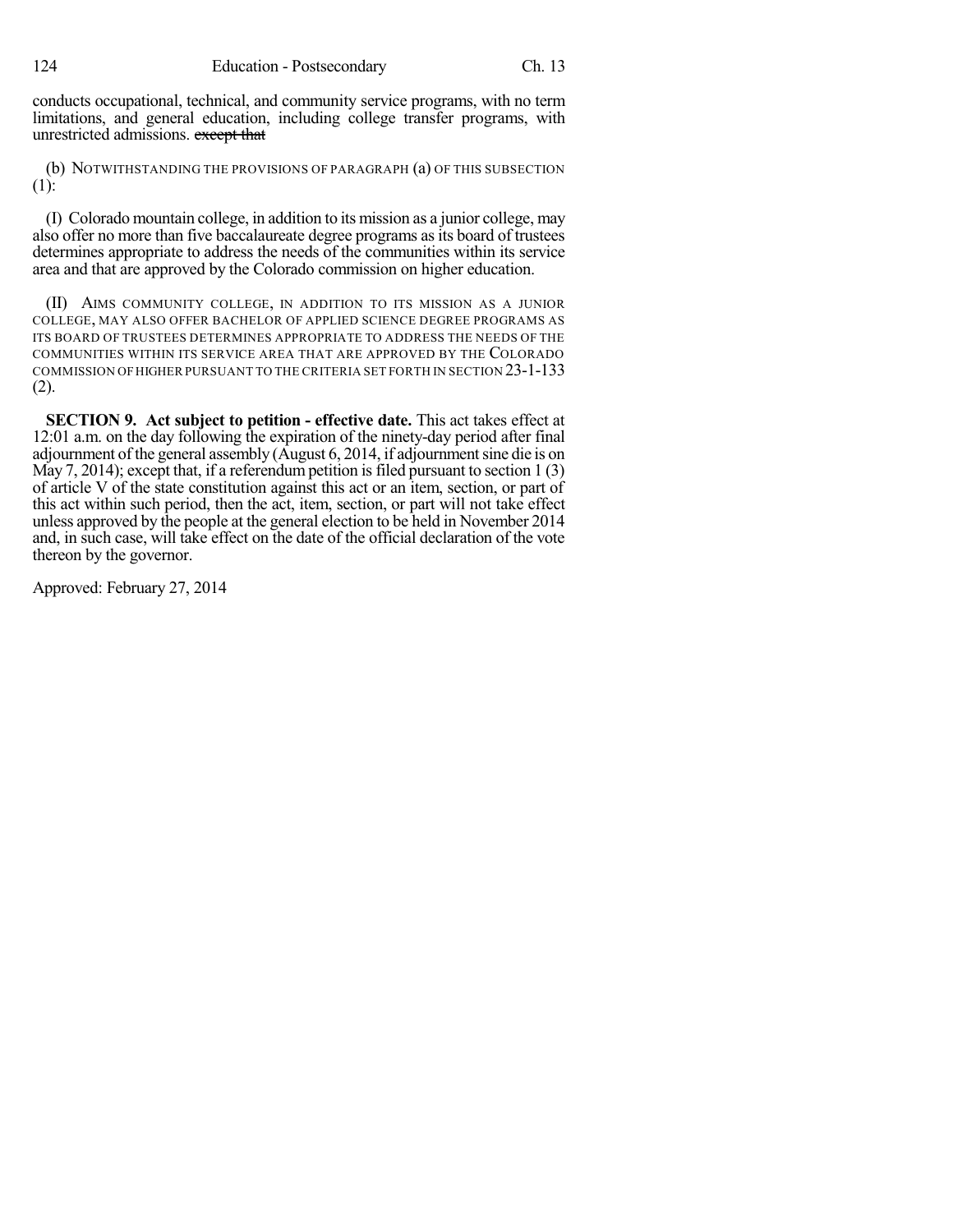conducts occupational, technical, and community service programs, with no term limitations, and general education, including college transfer programs, with unrestricted admissions. ~~except that~~

(b) NOTWITHSTANDING THE PROVISIONS OF PARAGRAPH (a) OF THIS SUBSECTION (1):

(I) Colorado mountain college, in addition to its mission as a junior college, may also offer no more than five baccalaureate degree programs as its board of trustees determines appropriate to address the needs of the communities within its service area and that are approved by the Colorado commission on higher education.

(II) AIMS COMMUNITY COLLEGE, IN ADDITION TO ITS MISSION AS A JUNIOR COLLEGE, MAY ALSO OFFER BACHELOR OF APPLIED SCIENCE DEGREE PROGRAMS AS ITS BOARD OF TRUSTEES DETERMINES APPROPRIATE TO ADDRESS THE NEEDS OF THE COMMUNITIES WITHIN ITS SERVICE AREA THAT ARE APPROVED BY THE COLORADO COMMISSION OF HIGHER PURSUANT TO THE CRITERIA SET FORTH IN SECTION 23-1-133 (2).

**SECTION 9. Act subject to petition - effective date.** This act takes effect at 12:01 a.m. on the day following the expiration of the ninety-day period after final adjournment of the general assembly (August 6, 2014, if adjournment sine die is on May 7, 2014); except that, if a referendum petition is filed pursuant to section 1 (3) of article V of the state constitution against this act or an item, section, or part of this act within such period, then the act, item, section, or part will not take effect unless approved by the people at the general election to be held in November 2014 and, in such case, will take effect on the date of the official declaration of the vote thereon by the governor.

Approved: February 27, 2014